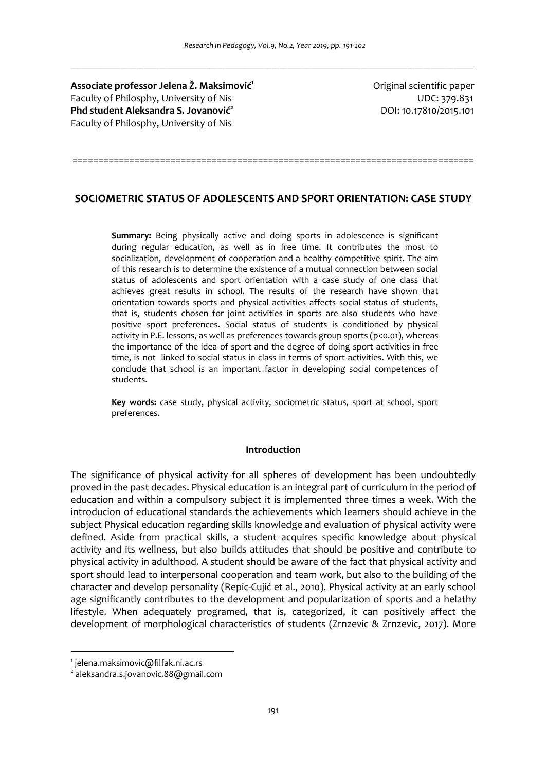**Associate professor Jelena Ž. Maksimović**[1]
Faculty of Philosphy, University of Nis
**Phd student Aleksandra S. Jovanović**[2]
Faculty of Philosphy, University of Nis

Original scientific paper
UDC: 379.831
DOI: 10.17810/2015.101

# SOCIOMETRIC STATUS OF ADOLESCENTS AND SPORT ORIENTATION: CASE STUDY

**Summary:** Being physically active and doing sports in adolescence is significant during regular education, as well as in free time. It contributes the most to socialization, development of cooperation and a healthy competitive spirit. The aim of this research is to determine the existence of a mutual connection between social status of adolescents and sport orientation with a case study of one class that achieves great results in school. The results of the research have shown that orientation towards sports and physical activities affects social status of students, that is, students chosen for joint activities in sports are also students who have positive sport preferences. Social status of students is conditioned by physical activity in P.E. lessons, as well as preferences towards group sports ($p<0.01$), whereas the importance of the idea of sport and the degree of doing sport activities in free time, is not linked to social status in class in terms of sport activities. With this, we conclude that school is an important factor in developing social competences of students.

**Key words:** case study, physical activity, sociometric status, sport at school, sport preferences.

## Introduction

The significance of physical activity for all spheres of development has been undoubtedly proved in the past decades. Physical education is an integral part of curriculum in the period of education and within a compulsory subject it is implemented three times a week. With the introducion of educational standards the achievements which learners should achieve in the subject Physical education regarding skills knowledge and evaluation of physical activity were defined. Aside from practical skills, a student acquires specific knowledge about physical activity and its wellness, but also builds attitudes that should be positive and contribute to physical activity in adulthood. A student should be aware of the fact that physical activity and sport should lead to interpersonal cooperation and team work, but also to the building of the character and develop personality (Repic-Cujić et al., 2010). Physical activity at an early school age significantly contributes to the development and popularization of sports and a helathy lifestyle. When adequately programed, that is, categorized, it can positively affect the development of morphological characteristics of students (Zrnzevic & Zrnzevic, 2017). More

[1] jelena.maksimovic@filfak.ni.ac.rs
[2] aleksandra.s.jovanovic.88@gmail.com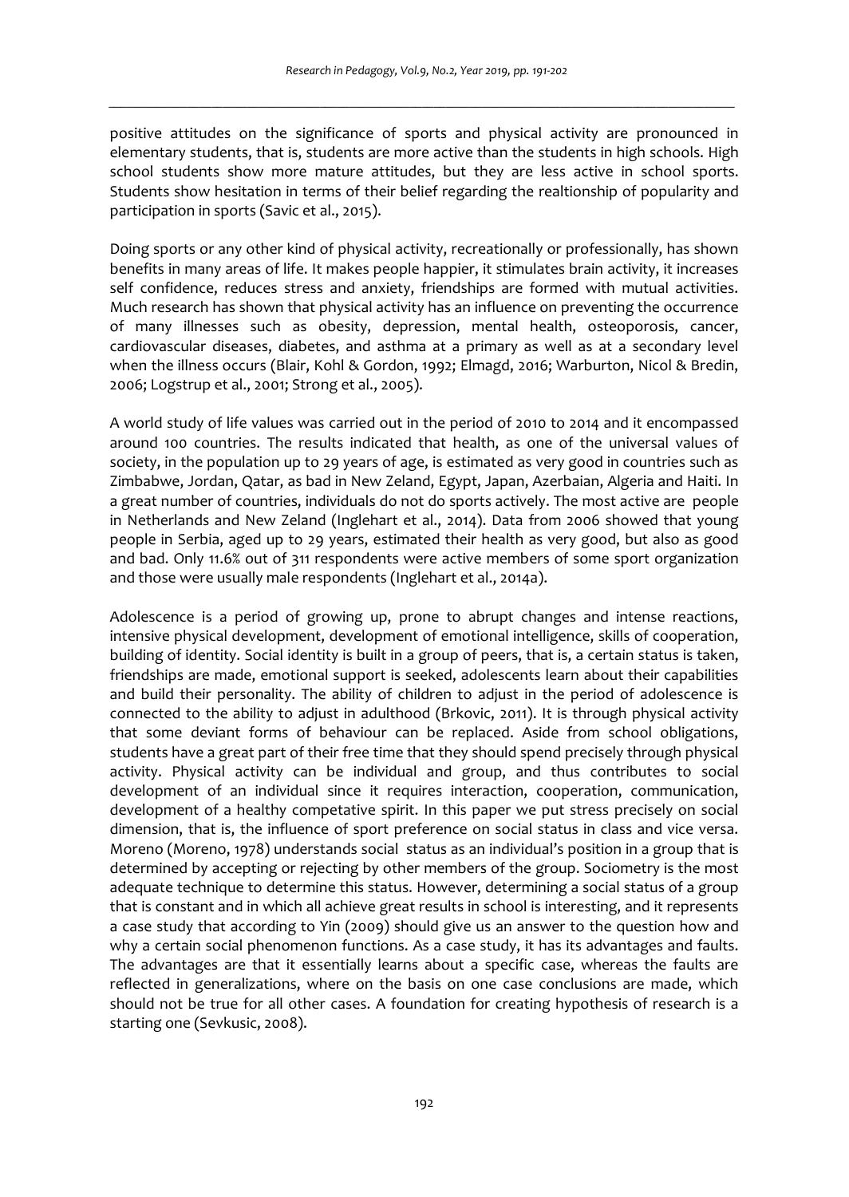positive attitudes on the significance of sports and physical activity are pronounced in elementary students, that is, students are more active than the students in high schools. High school students show more mature attitudes, but they are less active in school sports. Students show hesitation in terms of their belief regarding the realtionship of popularity and participation in sports (Savic et al., 2015).

Doing sports or any other kind of physical activity, recreationally or professionally, has shown benefits in many areas of life. It makes people happier, it stimulates brain activity, it increases self confidence, reduces stress and anxiety, friendships are formed with mutual activities. Much research has shown that physical activity has an influence on preventing the occurrence of many illnesses such as obesity, depression, mental health, osteoporosis, cancer, cardiovascular diseases, diabetes, and asthma at a primary as well as at a secondary level when the illness occurs (Blair, Kohl & Gordon, 1992; Elmagd, 2016; Warburton, Nicol & Bredin, 2006; Logstrup et al., 2001; Strong et al., 2005).

A world study of life values was carried out in the period of 2010 to 2014 and it encompassed around 100 countries. The results indicated that health, as one of the universal values of society, in the population up to 29 years of age, is estimated as very good in countries such as Zimbabwe, Jordan, Qatar, as bad in New Zeland, Egypt, Japan, Azerbaian, Algeria and Haiti. In a great number of countries, individuals do not do sports actively. The most active are people in Netherlands and New Zeland (Inglehart et al., 2014). Data from 2006 showed that young people in Serbia, aged up to 29 years, estimated their health as very good, but also as good and bad. Only 11.6% out of 311 respondents were active members of some sport organization and those were usually male respondents (Inglehart et al., 2014a).

Adolescence is a period of growing up, prone to abrupt changes and intense reactions, intensive physical development, development of emotional intelligence, skills of cooperation, building of identity. Social identity is built in a group of peers, that is, a certain status is taken, friendships are made, emotional support is seeked, adolescents learn about their capabilities and build their personality. The ability of children to adjust in the period of adolescence is connected to the ability to adjust in adulthood (Brkovic, 2011). It is through physical activity that some deviant forms of behaviour can be replaced. Aside from school obligations, students have a great part of their free time that they should spend precisely through physical activity. Physical activity can be individual and group, and thus contributes to social development of an individual since it requires interaction, cooperation, communication, development of a healthy competative spirit. In this paper we put stress precisely on social dimension, that is, the influence of sport preference on social status in class and vice versa. Moreno (Moreno, 1978) understands social status as an individual's position in a group that is determined by accepting or rejecting by other members of the group. Sociometry is the most adequate technique to determine this status. However, determining a social status of a group that is constant and in which all achieve great results in school is interesting, and it represents a case study that according to Yin (2009) should give us an answer to the question how and why a certain social phenomenon functions. As a case study, it has its advantages and faults. The advantages are that it essentially learns about a specific case, whereas the faults are reflected in generalizations, where on the basis on one case conclusions are made, which should not be true for all other cases. A foundation for creating hypothesis of research is a starting one (Sevkusic, 2008).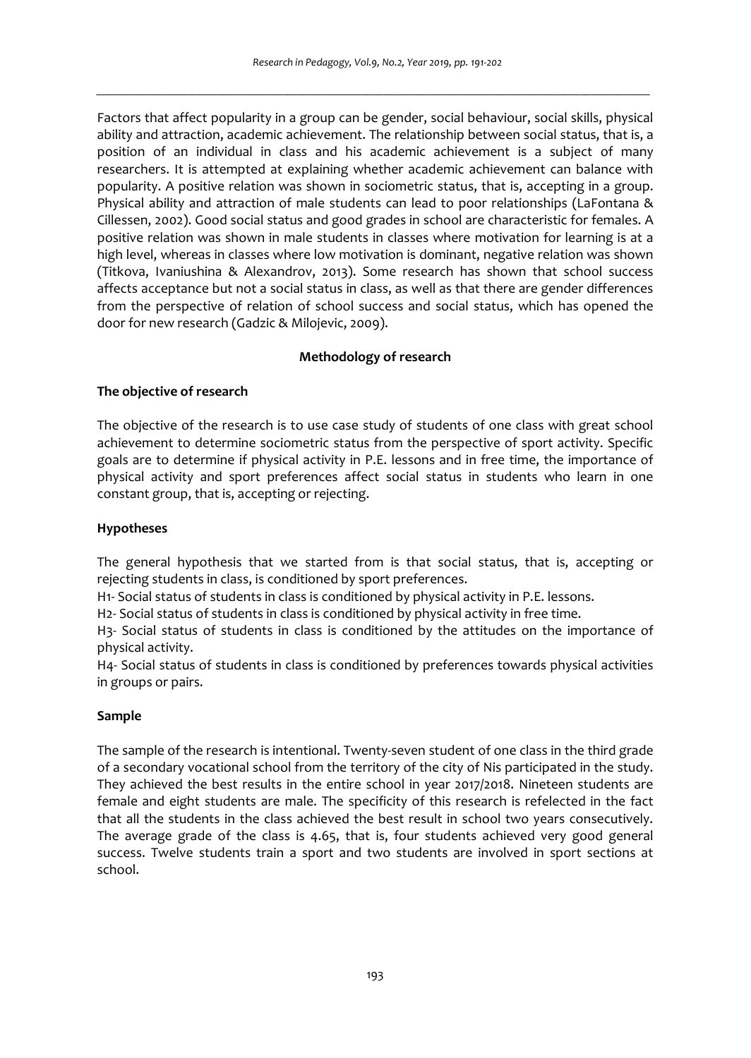Factors that affect popularity in a group can be gender, social behaviour, social skills, physical ability and attraction, academic achievement. The relationship between social status, that is, a position of an individual in class and his academic achievement is a subject of many researchers. It is attempted at explaining whether academic achievement can balance with popularity. A positive relation was shown in sociometric status, that is, accepting in a group. Physical ability and attraction of male students can lead to poor relationships (LaFontana & Cillessen, 2002). Good social status and good grades in school are characteristic for females. A positive relation was shown in male students in classes where motivation for learning is at a high level, whereas in classes where low motivation is dominant, negative relation was shown (Titkova, Ivaniushina & Alexandrov, 2013). Some research has shown that school success affects acceptance but not a social status in class, as well as that there are gender differences from the perspective of relation of school success and social status, which has opened the door for new research (Gadzic & Milojevic, 2009).

## Methodology of research

### The objective of research

The objective of the research is to use case study of students of one class with great school achievement to determine sociometric status from the perspective of sport activity. Specific goals are to determine if physical activity in P.E. lessons and in free time, the importance of physical activity and sport preferences affect social status in students who learn in one constant group, that is, accepting or rejecting.

### Hypotheses

The general hypothesis that we started from is that social status, that is, accepting or rejecting students in class, is conditioned by sport preferences.

H1- Social status of students in class is conditioned by physical activity in P.E. lessons.

H2- Social status of students in class is conditioned by physical activity in free time.

H3- Social status of students in class is conditioned by the attitudes on the importance of physical activity.

H4- Social status of students in class is conditioned by preferences towards physical activities in groups or pairs.

### Sample

The sample of the research is intentional. Twenty-seven student of one class in the third grade of a secondary vocational school from the territory of the city of Nis participated in the study. They achieved the best results in the entire school in year 2017/2018. Nineteen students are female and eight students are male. The specificity of this research is refelected in the fact that all the students in the class achieved the best result in school two years consecutively. The average grade of the class is 4.65, that is, four students achieved very good general success. Twelve students train a sport and two students are involved in sport sections at school.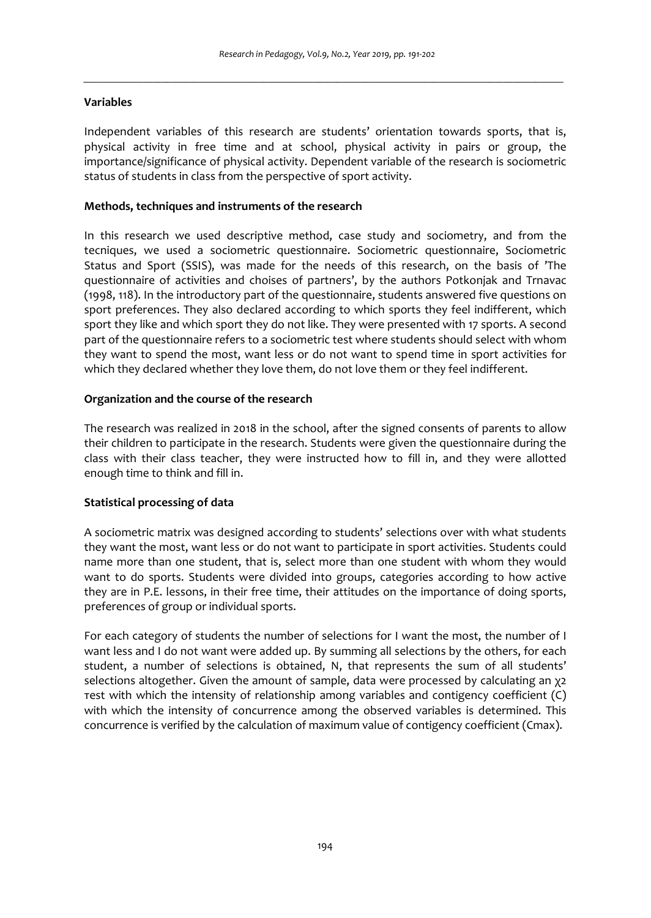**Variables**

Independent variables of this research are students' orientation towards sports, that is, physical activity in free time and at school, physical activity in pairs or group, the importance/significance of physical activity. Dependent variable of the research is sociometric status of students in class from the perspective of sport activity.

**Methods, techniques and instruments of the research**

In this research we used descriptive method, case study and sociometry, and from the tecniques, we used a sociometric questionnaire. Sociometric questionnaire, Sociometric Status and Sport (SSIS), was made for the needs of this research, on the basis of 'The questionnaire of activities and choises of partners', by the authors Potkonjak and Trnavac (1998, 118). In the introductory part of the questionnaire, students answered five questions on sport preferences. They also declared according to which sports they feel indifferent, which sport they like and which sport they do not like. They were presented with 17 sports. A second part of the questionnaire refers to a sociometric test where students should select with whom they want to spend the most, want less or do not want to spend time in sport activities for which they declared whether they love them, do not love them or they feel indifferent.

**Organization and the course of the research**

The research was realized in 2018 in the school, after the signed consents of parents to allow their children to participate in the research. Students were given the questionnaire during the class with their class teacher, they were instructed how to fill in, and they were allotted enough time to think and fill in.

**Statistical processing of data**

A sociometric matrix was designed according to students' selections over with what students they want the most, want less or do not want to participate in sport activities. Students could name more than one student, that is, select more than one student with whom they would want to do sports. Students were divided into groups, categories according to how active they are in P.E. lessons, in their free time, their attitudes on the importance of doing sports, preferences of group or individual sports.

For each category of students the number of selections for I want the most, the number of I want less and I do not want were added up. By summing all selections by the others, for each student, a number of selections is obtained, N, that represents the sum of all students' selections altogether. Given the amount of sample, data were processed by calculating an $\chi^2$ тest with which the intensity of relationship among variables and contigency coefficient (C) with which the intensity of concurrence among the observed variables is determined. This concurrence is verified by the calculation of maximum value of contigency coefficient ($C_{max}$).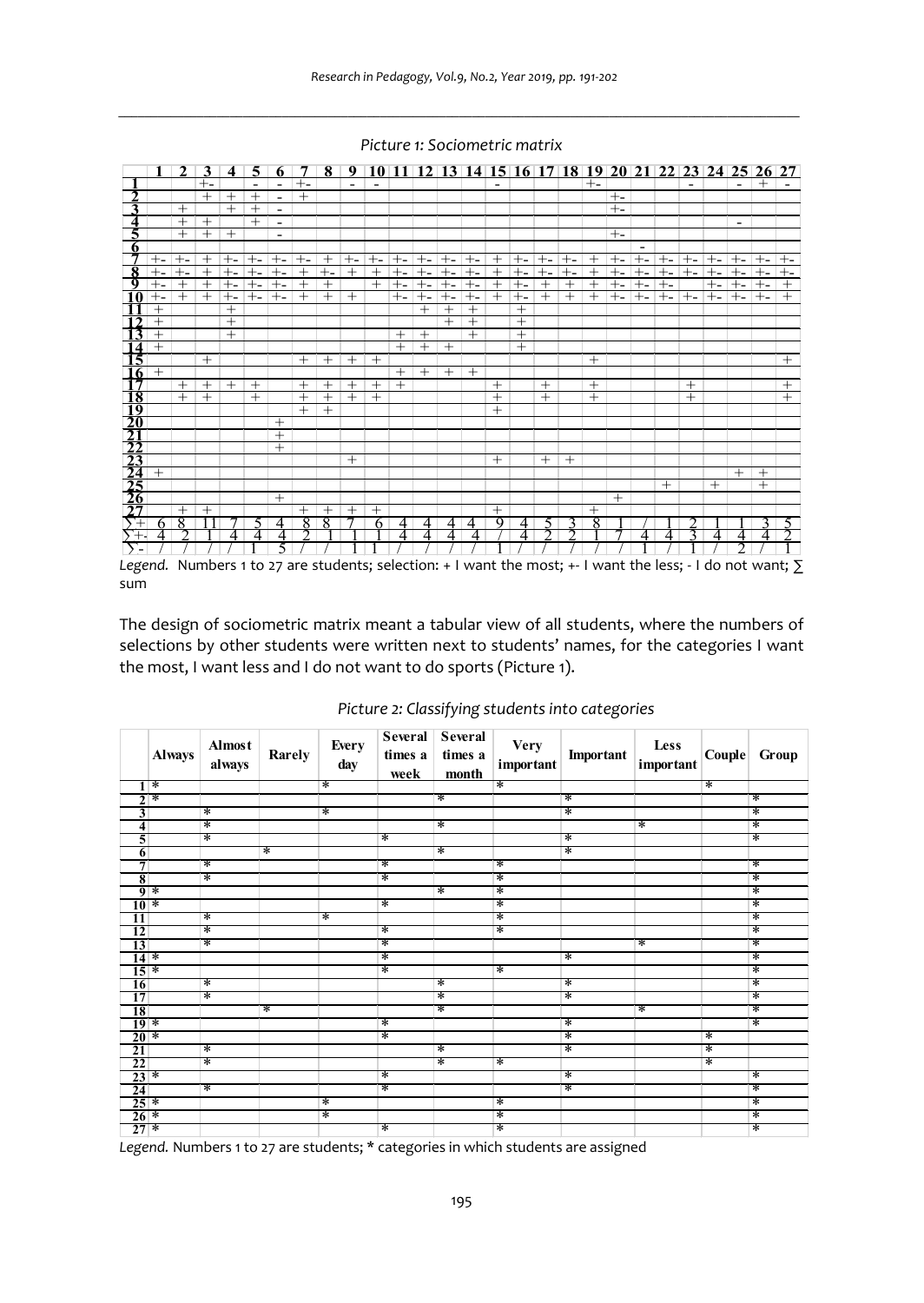*Picture 1: Sociometric matrix*

| | 1 | 2 | 3 | 4 | 5 | 6 | 7 | 8 | 9 | 10 | 11 | 12 | 13 | 14 | 15 | 16 | 17 | 18 | 19 | 20 | 21 | 22 | 23 | 24 | 25 | 26 | 27 |
|---|---|---|---|---|---|---|---|---|---|---|---|---|---|---|---|---|---|---|---|---|---|---|---|---|---|---|---|
| 1 | | | +- | | - | - | +- | | - | - | | | | | - | | | | +- | | | | - | | - | + | - |
| 2 | | | + | + | + | - | + | | | | | | | | | | | | | +- | | | | | | | |
| 3 | | + | | + | + | - | | | | | | | | | | | | | | +- | | | | | | | |
| 4 | | + | + | | + | - | | | | | | | | | | | | | | | | | | | - | | |
| 5 | | + | + | + | | - | | | | | | | | | | | | | | +- | | | | | | | |
| 6 | | | | | | | | | | | | | | | | | | | | | - | | | | | | |
| 7 | +- | +- | + | +- | +- | +- | +- | + | +- | +- | +- | +- | +- | +- | + | +- | +- | +- | + | +- | +- | +- | +- | +- | +- | +- | +- |
| 8 | +- | +- | + | +- | +- | +- | + | +- | + | + | +- | +- | +- | +- | + | +- | +- | +- | + | +- | +- | +- | +- | +- | +- | +- | +- |
| 9 | +- | + | + | +- | +- | +- | + | + | | + | +- | +- | +- | +- | + | +- | + | + | + | +- | +- | +- | | +- | +- | +- | + |
| 10 | +- | + | + | +- | +- | +- | + | + | + | | +- | +- | +- | +- | + | +- | + | + | + | +- | +- | +- | +- | +- | +- | +- | + |
| 11 | + | | | + | | | | | | | | + | + | + | | + | | | | | | | | | | | |
| 12 | + | | | + | | | | | | | | | + | + | | + | | | | | | | | | | | |
| 13 | + | | | + | | | | | | | + | + | | + | | + | | | | | | | | | | | |
| 14 | + | | | | | | | | | | + | + | + | | | + | | | | | | | | | | | |
| 15 | | | + | | | | + | + | + | + | | | | | | | | | + | | | | | | | | + |
| 16 | + | | | | | | | | | | + | + | + | + | | | | | | | | | | | | | |
| 17 | | + | + | + | + | | + | + | + | + | + | | | | + | | + | | + | | | | + | | | | + |
| 18 | | + | + | | + | | + | + | + | + | | | | | + | | + | | + | | | | + | | | | + |
| 19 | | | | | | | + | + | | | | | | | + | | | | | | | | | | | | |
| 20 | | | | | | + | | | | | | | | | | | | | | | | | | | | | |
| 21 | | | | | | + | | | | | | | | | | | | | | | | | | | | | |
| 22 | | | | | | + | | | | | | | | | | | | | | | | | | | | | |
| 23 | | | | | | | | | + | | | | | | + | | + | + | | | | | | | | | |
| 24 | + | | | | | | | | | | | | | | | | | | | | | | | | + | + | |
| 25 | | | | | | | | | | | | | | | | | | | | | | + | | + | | + | |
| 26 | | | | | | + | | | | | | | | | | | | | | + | | | | | | | |
| 27 | | + | + | | | | + | + | + | + | | | | | + | | | | + | | | | | | | | |
| ∑+ | 6 | 8 | 11 | 7 | 5 | 4 | 8 | 8 | 7 | 6 | 4 | 4 | 4 | 4 | 9 | 4 | 5 | 3 | 8 | 1 | / | 1 | 2 | 1 | 1 | 3 | 5 |
| ∑+- | 4 | 2 | 1 | 4 | 4 | 4 | 2 | 1 | 1 | 1 | 4 | 4 | 4 | 4 | / | 4 | 2 | 2 | 1 | 7 | 4 | 4 | 3 | 4 | 4 | 4 | 2 |
| ∑- | / | / | / | / | 1 | 5 | / | / | 1 | 1 | / | / | / | / | 1 | / | / | / | / | / | 1 | / | 1 | / | 2 | / | 1 |

*Legend.* Numbers 1 to 27 are students; selection: + I want the most; +- I want the less; - I do not want; ∑ sum

The design of sociometric matrix meant a tabular view of all students, where the numbers of selections by other students were written next to students' names, for the categories I want the most, I want less and I do not want to do sports (Picture 1).

*Picture 2: Classifying students into categories*

| | Always | Almost always | Rarely | Every day | Several times a week | Several times a month | Very important | Important | Less important | Couple | Group |
|---|---|---|---|---|---|---|---|---|---|---|---|
| 1 | * | | | * | | | * | | | * | |
| 2 | * | | | | | * | | * | | | * |
| 3 | | * | | * | | | | * | | | * |
| 4 | | * | | | | * | | | * | | * |
| 5 | | * | | | * | | | * | | | * |
| 6 | | | * | | | * | | * | | | |
| 7 | | * | | | * | | * | | | | * |
| 8 | | * | | | * | | * | | | | * |
| 9 | * | | | | | * | * | | | | * |
| 10 | * | | | | * | | * | | | | * |
| 11 | | * | | * | | | * | | | | * |
| 12 | | * | | | * | | * | | | | * |
| 13 | | * | | | * | | | | * | | * |
| 14 | * | | | | * | | | * | | | * |
| 15 | * | | | | * | | * | | | | * |
| 16 | | * | | | | * | | * | | | * |
| 17 | | * | | | | * | | * | | | * |
| 18 | | | * | | | * | | | * | | * |
| 19 | * | | | | * | | | * | | | * |
| 20 | * | | | | * | | | * | | * | |
| 21 | | * | | | | * | | * | | * | |
| 22 | | * | | | | * | * | | | * | |
| 23 | * | | | | * | | | * | | | * |
| 24 | | * | | | * | | | * | | | * |
| 25 | * | | | * | | | * | | | | * |
| 26 | * | | | * | | | * | | | | * |
| 27 | * | | | | * | | * | | | | * |

*Legend.* Numbers 1 to 27 are students; * categories in which students are assigned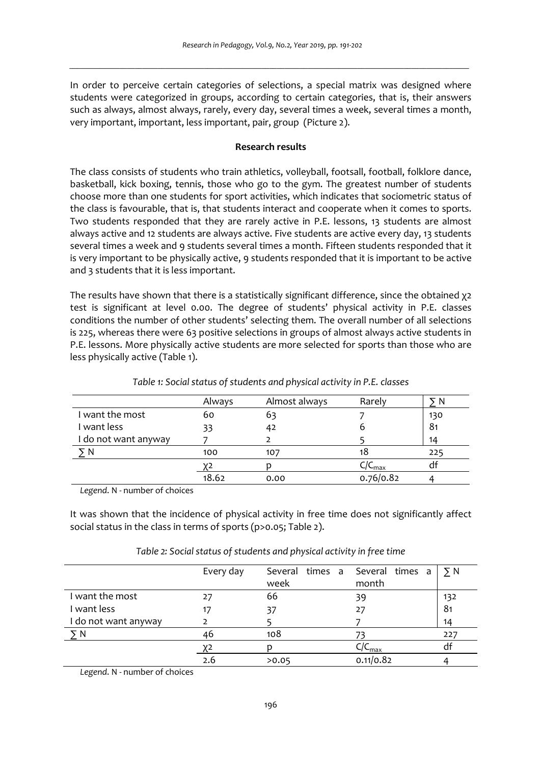In order to perceive certain categories of selections, a special matrix was designed where students were categorized in groups, according to certain categories, that is, their answers such as always, almost always, rarely, every day, several times a week, several times a month, very important, important, less important, pair, group (Picture 2).

**Research results**

The class consists of students who train athletics, volleyball, footsall, football, folklore dance, basketball, kick boxing, tennis, those who go to the gym. The greatest number of students choose more than one students for sport activities, which indicates that sociometric status of the class is favourable, that is, that students interact and cooperate when it comes to sports. Two students responded that they are rarely active in P.E. lessons, 13 students are almost always active and 12 students are always active. Five students are active every day, 13 students several times a week and 9 students several times a month. Fifteen students responded that it is very important to be physically active, 9 students responded that it is important to be active and 3 students that it is less important.

The results have shown that there is a statistically significant difference, since the obtained $\chi2$ test is significant at level 0.00. The degree of students' physical activity in P.E. classes conditions the number of other students' selecting them. The overall number of all selections is 225, whereas there were 63 positive selections in groups of almost always active students in P.E. lessons. More physically active students are more selected for sports than those who are less physically active (Table 1).

*Table 1: Social status of students and physical activity in P.E. classes*

| | Always | Almost always | Rarely | ∑ N |
|---|---|---|---|---|
| I want the most | 60 | 63 | 7 | 130 |
| I want less | 33 | 42 | 6 | 81 |
| I do not want anyway | 7 | 2 | 5 | 14 |
| ∑ N | 100 | 107 | 18 | 225 |
| | $\chi2$ | p | $C/C_{max}$ | df |
| | 18.62 | 0.00 | 0.76/0.82 | 4 |

*Legend.* N - number of choices

It was shown that the incidence of physical activity in free time does not significantly affect social status in the class in terms of sports ($p>0.05$; Table 2).

*Table 2: Social status of students and physical activity in free time*

| | Every day | Several times a week | Several times a month | ∑ N |
|---|---|---|---|---|
| I want the most | 27 | 66 | 39 | 132 |
| I want less | 17 | 37 | 27 | 81 |
| I do not want anyway | 2 | 5 | 7 | 14 |
| ∑ N | 46 | 108 | 73 | 227 |
| | $\chi2$ | p | $C/C_{max}$ | df |
| | 2.6 | >0.05 | 0.11/0.82 | 4 |

*Legend.* N - number of choices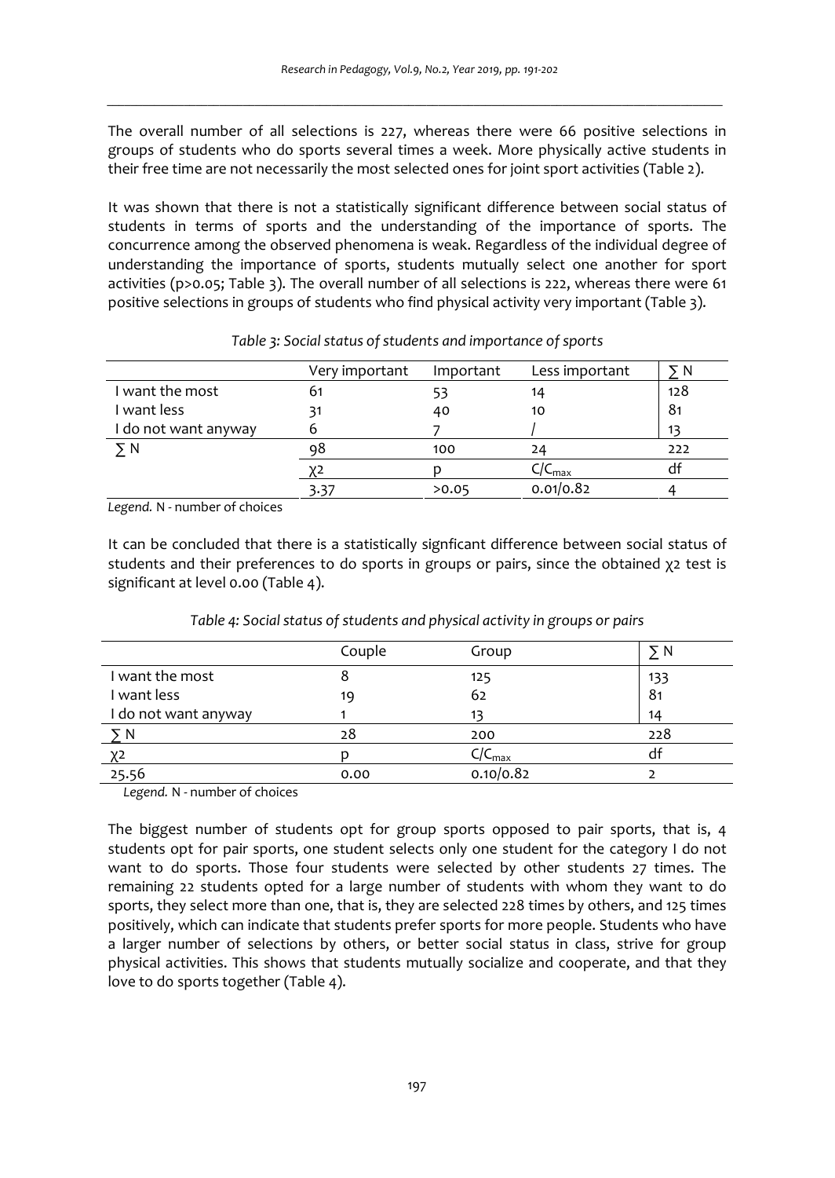The overall number of all selections is 227, whereas there were 66 positive selections in groups of students who do sports several times a week. More physically active students in their free time are not necessarily the most selected ones for joint sport activities (Table 2).

It was shown that there is not a statistically significant difference between social status of students in terms of sports and the understanding of the importance of sports. The concurrence among the observed phenomena is weak. Regardless of the individual degree of understanding the importance of sports, students mutually select one another for sport activities ($p>0.05$; Table 3). The overall number of all selections is 222, whereas there were 61 positive selections in groups of students who find physical activity very important (Table 3).

*Table 3: Social status of students and importance of sports*

| | Very important | Important | Less important | ∑ N |
|---|---|---|---|---|
| I want the most | 61 | 53 | 14 | 128 |
| I want less | 31 | 40 | 10 | 81 |
| I do not want anyway | 6 | 7 | / | 13 |
| ∑ N | 98 | 100 | 24 | 222 |
| | $\chi 2$ | p | $C/C_{max}$ | df |
| | 3.37 | >0.05 | 0.01/0.82 | 4 |

*Legend.* N - number of choices

It can be concluded that there is a statistically signficant difference between social status of students and their preferences to do sports in groups or pairs, since the obtained $\chi 2$ test is significant at level 0.00 (Table 4).

*Table 4: Social status of students and physical activity in groups or pairs*

| | Couple | Group | ∑ N |
|---|---|---|---|
| I want the most | 8 | 125 | 133 |
| I want less | 19 | 62 | 81 |
| I do not want anyway | 1 | 13 | 14 |
| ∑ N | 28 | 200 | 228 |
| $\chi 2$ | p | $C/C_{max}$ | df |
| 25.56 | 0.00 | 0.10/0.82 | 2 |

*Legend.* N - number of choices

The biggest number of students opt for group sports opposed to pair sports, that is, 4 students opt for pair sports, one student selects only one student for the category I do not want to do sports. Those four students were selected by other students 27 times. The remaining 22 students opted for a large number of students with whom they want to do sports, they select more than one, that is, they are selected 228 times by others, and 125 times positively, which can indicate that students prefer sports for more people. Students who have a larger number of selections by others, or better social status in class, strive for group physical activities. This shows that students mutually socialize and cooperate, and that they love to do sports together (Table 4).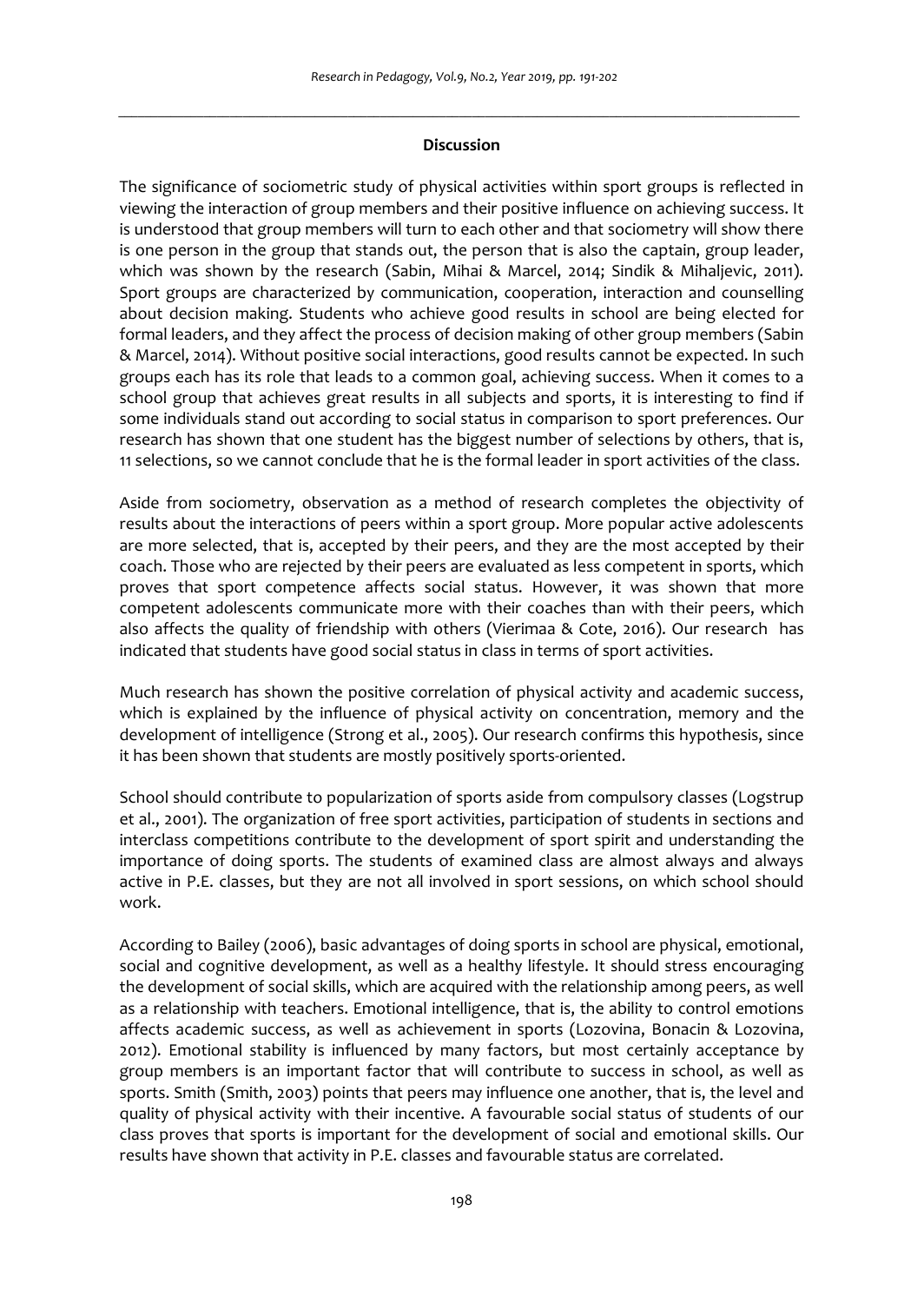### Discussion

The significance of sociometric study of physical activities within sport groups is reflected in viewing the interaction of group members and their positive influence on achieving success. It is understood that group members will turn to each other and that sociometry will show there is one person in the group that stands out, the person that is also the captain, group leader, which was shown by the research (Sabin, Mihai & Marcel, 2014; Sindik & Mihaljevic, 2011). Sport groups are characterized by communication, cooperation, interaction and counselling about decision making. Students who achieve good results in school are being elected for formal leaders, and they affect the process of decision making of other group members (Sabin & Marcel, 2014). Without positive social interactions, good results cannot be expected. In such groups each has its role that leads to a common goal, achieving success. When it comes to a school group that achieves great results in all subjects and sports, it is interesting to find if some individuals stand out according to social status in comparison to sport preferences. Our research has shown that one student has the biggest number of selections by others, that is, 11 selections, so we cannot conclude that he is the formal leader in sport activities of the class.

Aside from sociometry, observation as a method of research completes the objectivity of results about the interactions of peers within a sport group. More popular active adolescents are more selected, that is, accepted by their peers, and they are the most accepted by their coach. Those who are rejected by their peers are evaluated as less competent in sports, which proves that sport competence affects social status. However, it was shown that more competent adolescents communicate more with their coaches than with their peers, which also affects the quality of friendship with others (Vierimaa & Cote, 2016). Our research has indicated that students have good social status in class in terms of sport activities.

Much research has shown the positive correlation of physical activity and academic success, which is explained by the influence of physical activity on concentration, memory and the development of intelligence (Strong et al., 2005). Our research confirms this hypothesis, since it has been shown that students are mostly positively sports-oriented.

School should contribute to popularization of sports aside from compulsory classes (Logstrup et al., 2001). The organization of free sport activities, participation of students in sections and interclass competitions contribute to the development of sport spirit and understanding the importance of doing sports. The students of examined class are almost always and always active in P.E. classes, but they are not all involved in sport sessions, on which school should work.

According to Bailey (2006), basic advantages of doing sports in school are physical, emotional, social and cognitive development, as well as a healthy lifestyle. It should stress encouraging the development of social skills, which are acquired with the relationship among peers, as well as a relationship with teachers. Emotional intelligence, that is, the ability to control emotions affects academic success, as well as achievement in sports (Lozovina, Bonacin & Lozovina, 2012). Emotional stability is influenced by many factors, but most certainly acceptance by group members is an important factor that will contribute to success in school, as well as sports. Smith (Smith, 2003) points that peers may influence one another, that is, the level and quality of physical activity with their incentive. A favourable social status of students of our class proves that sports is important for the development of social and emotional skills. Our results have shown that activity in P.E. classes and favourable status are correlated.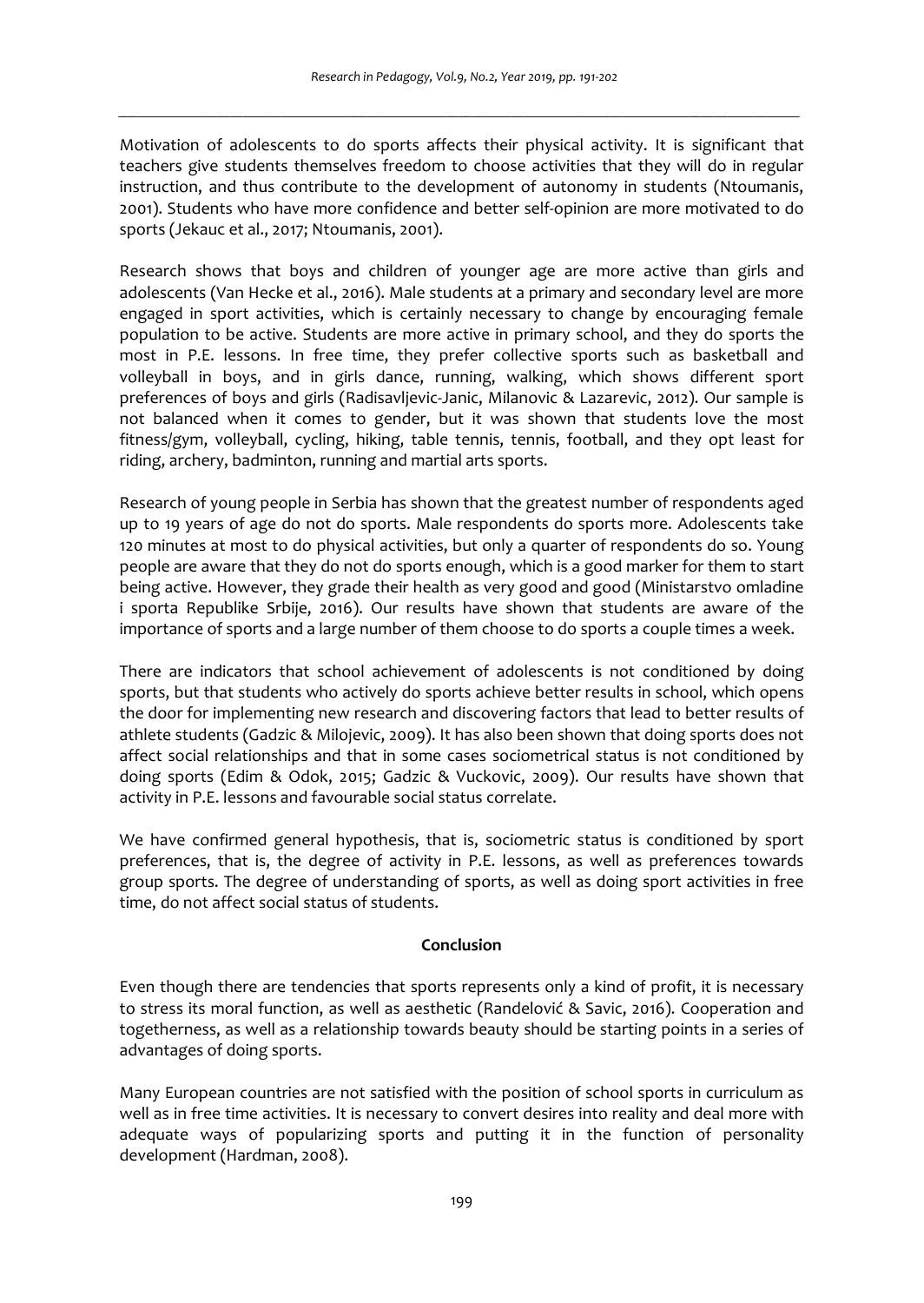Motivation of adolescents to do sports affects their physical activity. It is significant that teachers give students themselves freedom to choose activities that they will do in regular instruction, and thus contribute to the development of autonomy in students (Ntoumanis, 2001). Students who have more confidence and better self-opinion are more motivated to do sports (Jekauc et al., 2017; Ntoumanis, 2001).

Research shows that boys and children of younger age are more active than girls and adolescents (Van Hecke et al., 2016). Male students at a primary and secondary level are more engaged in sport activities, which is certainly necessary to change by encouraging female population to be active. Students are more active in primary school, and they do sports the most in P.E. lessons. In free time, they prefer collective sports such as basketball and volleyball in boys, and in girls dance, running, walking, which shows different sport preferences of boys and girls (Radisavljevic-Janic, Milanovic & Lazarevic, 2012). Our sample is not balanced when it comes to gender, but it was shown that students love the most fitness/gym, volleyball, cycling, hiking, table tennis, tennis, football, and they opt least for riding, archery, badminton, running and martial arts sports.

Research of young people in Serbia has shown that the greatest number of respondents aged up to 19 years of age do not do sports. Male respondents do sports more. Adolescents take 120 minutes at most to do physical activities, but only a quarter of respondents do so. Young people are aware that they do not do sports enough, which is a good marker for them to start being active. However, they grade their health as very good and good (Ministarstvo omladine i sporta Republike Srbije, 2016). Our results have shown that students are aware of the importance of sports and a large number of them choose to do sports a couple times a week.

There are indicators that school achievement of adolescents is not conditioned by doing sports, but that students who actively do sports achieve better results in school, which opens the door for implementing new research and discovering factors that lead to better results of athlete students (Gadzic & Milojevic, 2009). It has also been shown that doing sports does not affect social relationships and that in some cases sociometrical status is not conditioned by doing sports (Edim & Odok, 2015; Gadzic & Vuckovic, 2009). Our results have shown that activity in P.E. lessons and favourable social status correlate.

We have confirmed general hypothesis, that is, sociometric status is conditioned by sport preferences, that is, the degree of activity in P.E. lessons, as well as preferences towards group sports. The degree of understanding of sports, as well as doing sport activities in free time, do not affect social status of students.

## Conclusion

Even though there are tendencies that sports represents only a kind of profit, it is necessary to stress its moral function, as well as aesthetic (Randelović & Savic, 2016). Cooperation and togetherness, as well as a relationship towards beauty should be starting points in a series of advantages of doing sports.

Many European countries are not satisfied with the position of school sports in curriculum as well as in free time activities. It is necessary to convert desires into reality and deal more with adequate ways of popularizing sports and putting it in the function of personality development (Hardman, 2008).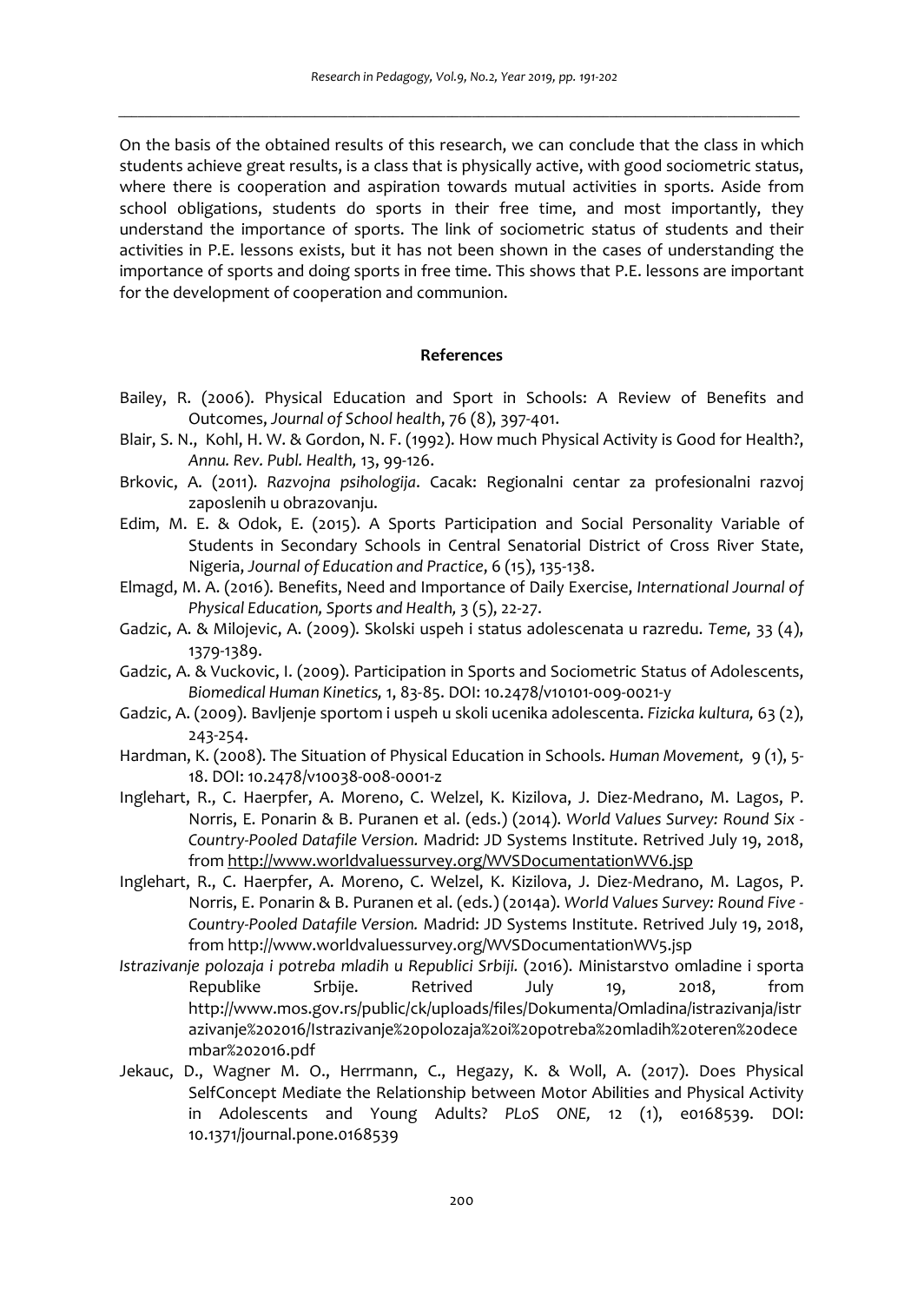On the basis of the obtained results of this research, we can conclude that the class in which students achieve great results, is a class that is physically active, with good sociometric status, where there is cooperation and aspiration towards mutual activities in sports. Aside from school obligations, students do sports in their free time, and most importantly, they understand the importance of sports. The link of sociometric status of students and their activities in P.E. lessons exists, but it has not been shown in the cases of understanding the importance of sports and doing sports in free time. This shows that P.E. lessons are important for the development of cooperation and communion.

## References

Bailey, R. (2006). Physical Education and Sport in Schools: A Review of Benefits and Outcomes, *Journal of School health*, 76 (8), 397-401.

Blair, S. N., Kohl, H. W. & Gordon, N. F. (1992). How much Physical Activity is Good for Health?, *Annu. Rev. Publ. Health,* 13, 99-126.

Brkovic, A. (2011). *Razvojna psihologija*. Cacak: Regionalni centar za profesionalni razvoj zaposlenih u obrazovanju.

Edim, M. E. & Odok, E. (2015). A Sports Participation and Social Personality Variable of Students in Secondary Schools in Central Senatorial District of Cross River State, Nigeria, *Journal of Education and Practice*, 6 (15), 135-138.

Elmagd, M. A. (2016). Benefits, Need and Importance of Daily Exercise, *International Journal of Physical Education, Sports and Health,* 3 (5), 22-27.

Gadzic, A. & Milojevic, A. (2009). Skolski uspeh i status adolescenata u razredu. *Teme,* 33 (4), 1379-1389.

Gadzic, A. & Vuckovic, I. (2009). Participation in Sports and Sociometric Status of Adolescents, *Biomedical Human Kinetics,* 1, 83-85. DOI: 10.2478/v10101-009-0021-y

Gadzic, A. (2009). Bavljenje sportom i uspeh u skoli ucenika adolescenta. *Fizicka kultura,* 63 (2), 243-254.

Hardman, K. (2008). The Situation of Physical Education in Schools. *Human Movement,* 9 (1), 5-18. DOI: 10.2478/v10038-008-0001-z

Inglehart, R., C. Haerpfer, A. Moreno, C. Welzel, K. Kizilova, J. Diez-Medrano, M. Lagos, P. Norris, E. Ponarin & B. Puranen et al. (eds.) (2014). *World Values Survey: Round Six - Country-Pooled Datafile Version.* Madrid: JD Systems Institute. Retrived July 19, 2018, from http://www.worldvaluessurvey.org/WVSDocumentationWV6.jsp

Inglehart, R., C. Haerpfer, A. Moreno, C. Welzel, K. Kizilova, J. Diez-Medrano, M. Lagos, P. Norris, E. Ponarin & B. Puranen et al. (eds.) (2014a). *World Values Survey: Round Five - Country-Pooled Datafile Version.* Madrid: JD Systems Institute. Retrived July 19, 2018, from http://www.worldvaluessurvey.org/WVSDocumentationWV5.jsp

*Istrazivanje polozaja i potreba mladih u Republici Srbiji.* (2016). Ministarstvo omladine i sporta Republike Srbije. Retrived July 19, 2018, from http://www.mos.gov.rs/public/ck/uploads/files/Dokumenta/Omladina/istrazivanja/istrazivanje%202016/Istrazivanje%20polozaja%20i%20potreba%20mladih%20teren%20decembar%202016.pdf

Jekauc, D., Wagner M. O., Herrmann, C., Hegazy, K. & Woll, A. (2017). Does Physical SelfConcept Mediate the Relationship between Motor Abilities and Physical Activity in Adolescents and Young Adults? *PLoS ONE,* 12 (1), e0168539. DOI: 10.1371/journal.pone.0168539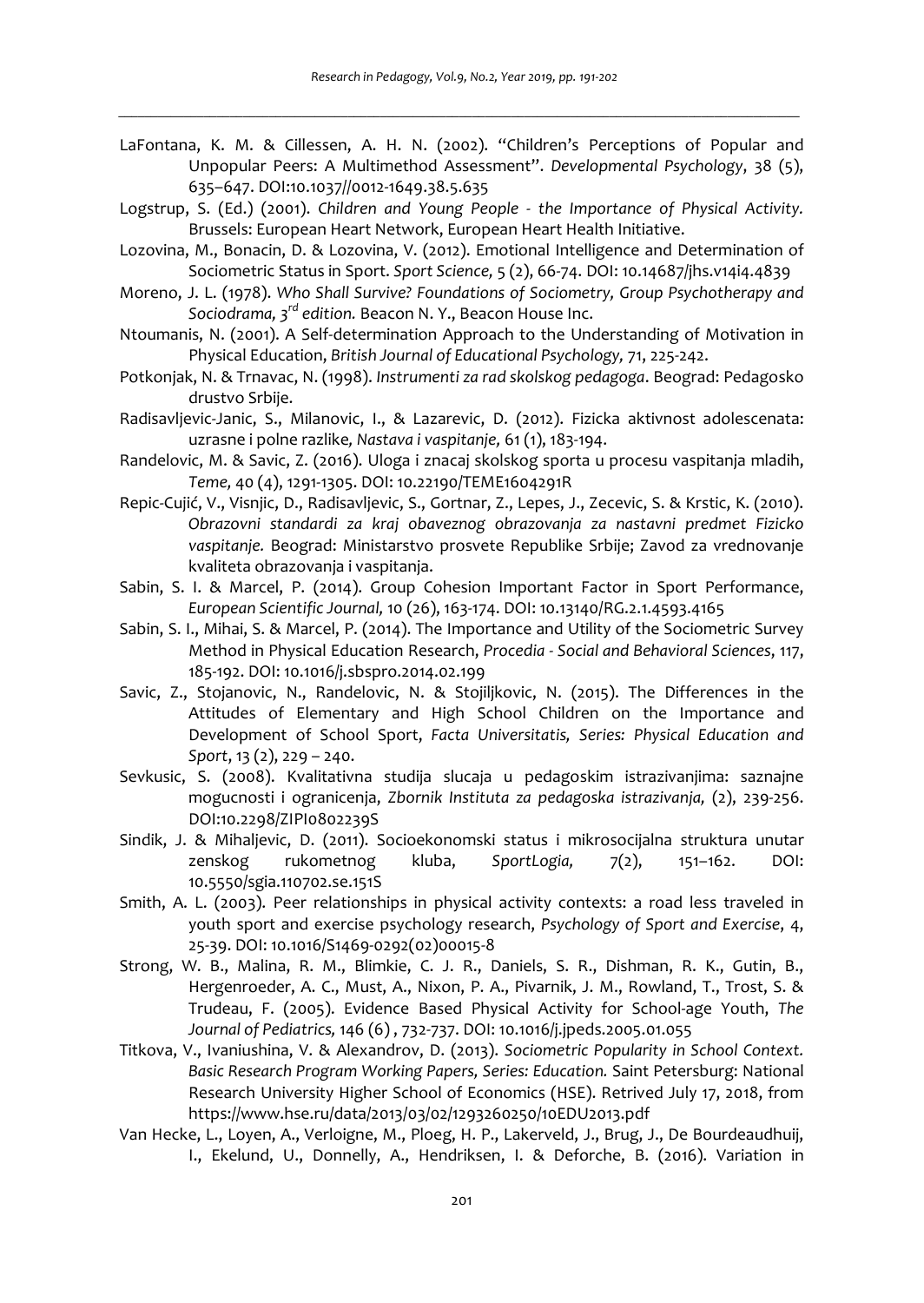LaFontana, K. M. & Cillessen, A. H. N. (2002). "Children's Perceptions of Popular and Unpopular Peers: A Multimethod Assessment". *Developmental Psychology*, 38 (5), 635–647. DOI:10.1037//0012-1649.38.5.635

Logstrup, S. (Ed.) (2001). *Children and Young People - the Importance of Physical Activity.* Brussels: European Heart Network, European Heart Health Initiative.

Lozovina, M., Bonacin, D. & Lozovina, V. (2012). Emotional Intelligence and Determination of Sociometric Status in Sport. *Sport Science,* 5 (2), 66-74. DOI: 10.14687/jhs.v14i4.4839

Moreno, J. L. (1978). *Who Shall Survive? Foundations of Sociometry, Group Psychotherapy and Sociodrama, 3rd edition.* Beacon N. Y., Beacon House Inc.

Ntoumanis, N. (2001). A Self-determination Approach to the Understanding of Motivation in Physical Education, *British Journal of Educational Psychology,* 71, 225-242.

Potkonjak, N. & Trnavac, N. (1998). *Instrumenti za rad skolskog pedagoga*. Beograd: Pedagosko drustvo Srbije.

Radisavljevic-Janic, S., Milanovic, I., & Lazarevic, D. (2012). Fizicka aktivnost adolescenata: uzrasne i polne razlike*, Nastava i vaspitanje,* 61 (1), 183-194.

Randelovic, M. & Savic, Z. (2016). Uloga i znacaj skolskog sporta u procesu vaspitanja mladih, *Teme,* 40 (4), 1291-1305. DOI: 10.22190/TEME1604291R

Repic-Cujić, V., Visnjic, D., Radisavljevic, S., Gortnar, Z., Lepes, J., Zecevic, S. & Krstic, K. (2010). *Obrazovni standardi za kraj obaveznog obrazovanja za nastavni predmet Fizicko vaspitanje.* Beograd: Ministarstvo prosvete Republike Srbije; Zavod za vrednovanje kvaliteta obrazovanja i vaspitanja.

Sabin, S. I. & Marcel, P. (2014). Group Cohesion Important Factor in Sport Performance, *European Scientific Journal,* 10 (26), 163-174. DOI: 10.13140/RG.2.1.4593.4165

Sabin, S. I., Mihai, S. & Marcel, P. (2014). The Importance and Utility of the Sociometric Survey Method in Physical Education Research, *Procedia - Social and Behavioral Sciences*, 117, 185-192. DOI: 10.1016/j.sbspro.2014.02.199

Savic, Z., Stojanovic, N., Randelovic, N. & Stojiljkovic, N. (2015). The Differences in the Attitudes of Elementary and High School Children on the Importance and Development of School Sport, *Facta Universitatis, Series: Physical Education and Sport*, 13 (2), 229 – 240.

Sevkusic, S. (2008). Kvalitativna studija slucaja u pedagoskim istrazivanjima: saznajne mogucnosti i ogranicenja, *Zbornik Instituta za pedagoska istrazivanja,* (2), 239-256. DOI:10.2298/ZIPI0802239S

Sindik, J. & Mihaljevic, D. (2011). Socioekonomski status i mikrosocijalna struktura unutar zenskog rukometnog kluba, *SportLogia,* 7(2), 151–162. DOI: 10.5550/sgia.110702.se.151S

Smith, A. L. (2003). Peer relationships in physical activity contexts: a road less traveled in youth sport and exercise psychology research, *Psychology of Sport and Exercise*, 4, 25-39. DOI: 10.1016/S1469-0292(02)00015-8

Strong, W. B., Malina, R. M., Blimkie, C. J. R., Daniels, S. R., Dishman, R. K., Gutin, B., Hergenroeder, A. C., Must, A., Nixon, P. A., Pivarnik, J. M., Rowland, T., Trost, S. & Trudeau, F. (2005). Evidence Based Physical Activity for School-age Youth, *The Journal of Pediatrics,* 146 (6) , 732-737. DOI: 10.1016/j.jpeds.2005.01.055

Titkova, V., Ivaniushina, V. & Alexandrov, D. (2013). *Sociometric Popularity in School Context. Basic Research Program Working Papers, Series: Education.* Saint Petersburg: National Research University Higher School of Economics (HSE). Retrived July 17, 2018, from https://www.hse.ru/data/2013/03/02/1293260250/10EDU2013.pdf

Van Hecke, L., Loyen, A., Verloigne, M., Ploeg, H. P., Lakerveld, J., Brug, J., De Bourdeaudhuij, I., Ekelund, U., Donnelly, A., Hendriksen, I. & Deforche, B. (2016). Variation in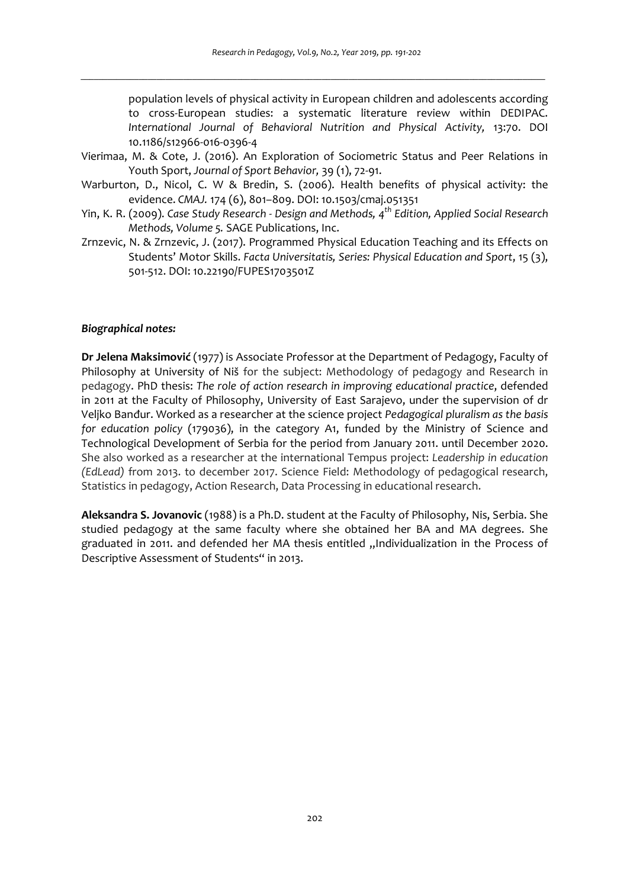population levels of physical activity in European children and adolescents according to cross-European studies: a systematic literature review within DEDIPAC. *International Journal of Behavioral Nutrition and Physical Activity,* 13:70. DOI 10.1186/s12966-016-0396-4

Vierimaa, M. & Cote, J. (2016). An Exploration of Sociometric Status and Peer Relations in Youth Sport, *Journal of Sport Behavior,* 39 (1), 72-91.

Warburton, D., Nicol, C. W & Bredin, S. (2006). Health benefits of physical activity: the evidence. *CMAJ.* 174 (6), 801–809. DOI: 10.1503/cmaj.051351

Yin, K. R. (2009). *Case Study Research - Design and Methods, 4th Edition, Applied Social Research Methods, Volume 5.* SAGE Publications, Inc.

Zrnzevic, N. & Zrnzevic, J. (2017). Programmed Physical Education Teaching and its Effects on Students' Motor Skills. *Facta Universitatis, Series: Physical Education and Sport*, 15 (3), 501-512. DOI: 10.22190/FUPES1703501Z

***Biographical notes:***

**Dr Jelena Maksimović** (1977) is Associate Professor at the Department of Pedagogy, Faculty of Philosophy at University of Niš for the subject: Methodology of pedagogy and Research in pedagogy. PhD thesis: *The role of action research in improving educational practice*, defended in 2011 at the Faculty of Philosophy, University of East Sarajevo, under the supervision of dr Veljko Banđur. Worked as a researcher at the science project *Pedagogical pluralism as the basis for education policy* (179036), in the category A1, funded by the Ministry of Science and Technological Development of Serbia for the period from January 2011. until December 2020. She also worked as a researcher at the international Tempus project: *Leadership in education (EdLead)* from 2013. to december 2017. Science Field: Methodology of pedagogical research, Statistics in pedagogy, Action Research, Data Processing in educational research.

**Aleksandra S. Jovanovic** (1988) is a Ph.D. student at the Faculty of Philosophy, Nis, Serbia. She studied pedagogy at the same faculty where she obtained her BA and MA degrees. She graduated in 2011. and defended her MA thesis entitled „Individualization in the Process of Descriptive Assessment of Students“ in 2013.